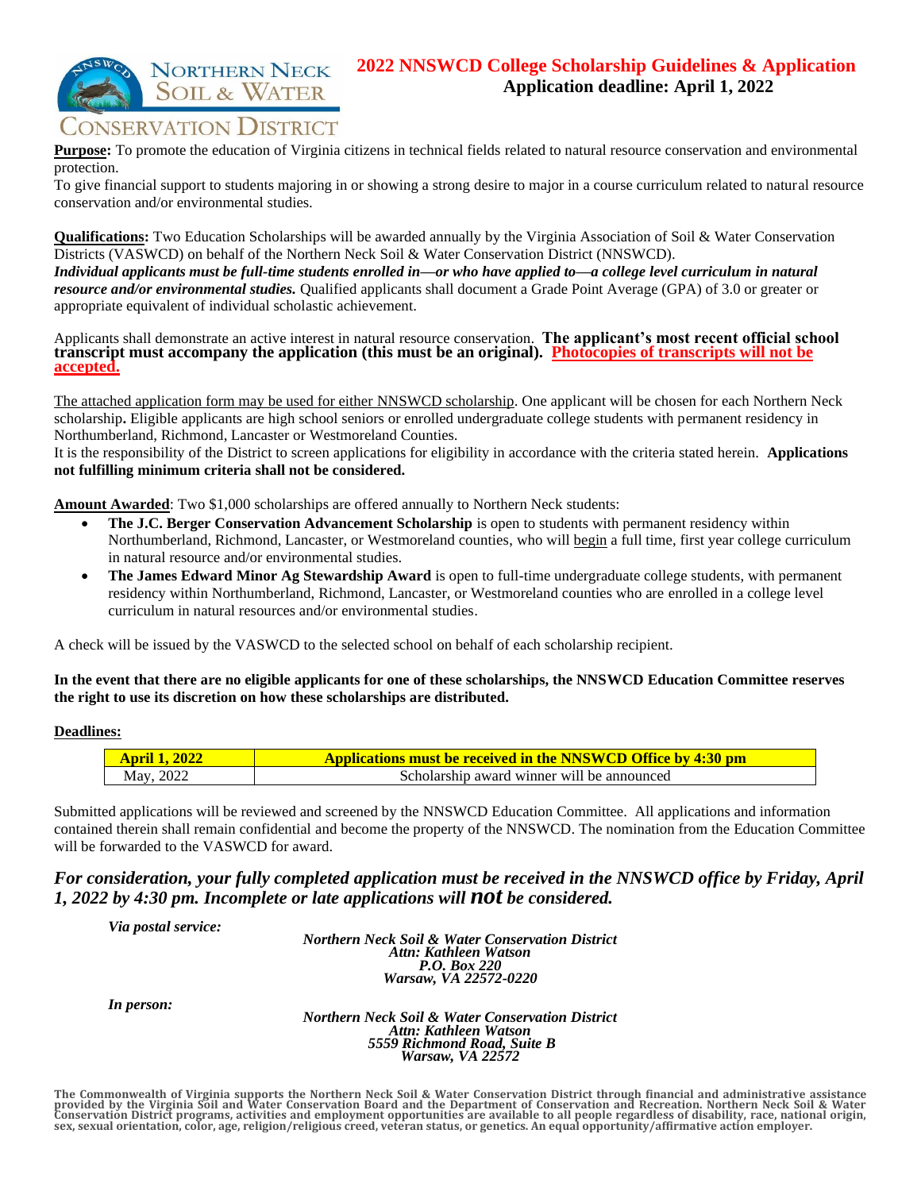NORTHERN NECK SOIL & WATER CONSERVATION DISTRICT

# 2022 NNSWCD College Scholarship Guidelines & Application

**Application deadline: April 1, 2022**

**Purpose:** To promote the education of Virginia citizens in technical fields related to natural resource conservation and environmental protection.

To give financial support to students majoring in or showing a strong desire to major in a course curriculum related to natural resource conservation and/or environmental studies.

**Qualifications:** Two Education Scholarships will be awarded annually by the Virginia Association of Soil & Water Conservation Districts (VASWCD) on behalf of the Northern Neck Soil & Water Conservation District (NNSWCD).
***Individual applicants must be full-time students enrolled in—or who have applied to—a college level curriculum in natural resource and/or environmental studies.*** Qualified applicants shall document a Grade Point Average (GPA) of 3.0 or greater or appropriate equivalent of individual scholastic achievement.

Applicants shall demonstrate an active interest in natural resource conservation. **The applicant's most recent official school transcript must accompany the application (this must be an original). Photocopies of transcripts will not be accepted.**

The attached application form may be used for either NNSWCD scholarship. One applicant will be chosen for each Northern Neck scholarship**.** Eligible applicants are high school seniors or enrolled undergraduate college students with permanent residency in Northumberland, Richmond, Lancaster or Westmoreland Counties.

It is the responsibility of the District to screen applications for eligibility in accordance with the criteria stated herein. **Applications not fulfilling minimum criteria shall not be considered.**

**Amount Awarded**: Two $1,000 scholarships are offered annually to Northern Neck students:

- **The J.C. Berger Conservation Advancement Scholarship** is open to students with permanent residency within Northumberland, Richmond, Lancaster, or Westmoreland counties, who will begin a full time, first year college curriculum in natural resource and/or environmental studies.
- **The James Edward Minor Ag Stewardship Award** is open to full-time undergraduate college students, with permanent residency within Northumberland, Richmond, Lancaster, or Westmoreland counties who are enrolled in a college level curriculum in natural resources and/or environmental studies.

A check will be issued by the VASWCD to the selected school on behalf of each scholarship recipient.

**In the event that there are no eligible applicants for one of these scholarships, the NNSWCD Education Committee reserves the right to use its discretion on how these scholarships are distributed.**

**Deadlines:**

| April 1, 2022 | Applications must be received in the NNSWCD Office by 4:30 pm |
|---|---|
| May, 2022 | Scholarship award winner will be announced |

Submitted applications will be reviewed and screened by the NNSWCD Education Committee. All applications and information contained therein shall remain confidential and become the property of the NNSWCD. The nomination from the Education Committee will be forwarded to the VASWCD for award.

***For consideration, your fully completed application must be received in the NNSWCD office by Friday, April 1, 2022 by 4:30 pm. Incomplete or late applications will not be considered.***

***Via postal service:***

***Northern Neck Soil & Water Conservation District***
***Attn: Kathleen Watson***
***P.O. Box 220***
***Warsaw, VA 22572-0220***

***In person:***

***Northern Neck Soil & Water Conservation District***
***Attn: Kathleen Watson***
***5559 Richmond Road, Suite B***
***Warsaw, VA 22572***

**The Commonwealth of Virginia supports the Northern Neck Soil & Water Conservation District through financial and administrative assistance provided by the Virginia Soil and Water Conservation Board and the Department of Conservation and Recreation. Northern Neck Soil & Water Conservation District programs, activities and employment opportunities are available to all people regardless of disability, race, national origin, sex, sexual orientation, color, age, religion/religious creed, veteran status, or genetics. An equal opportunity/affirmative action employer.**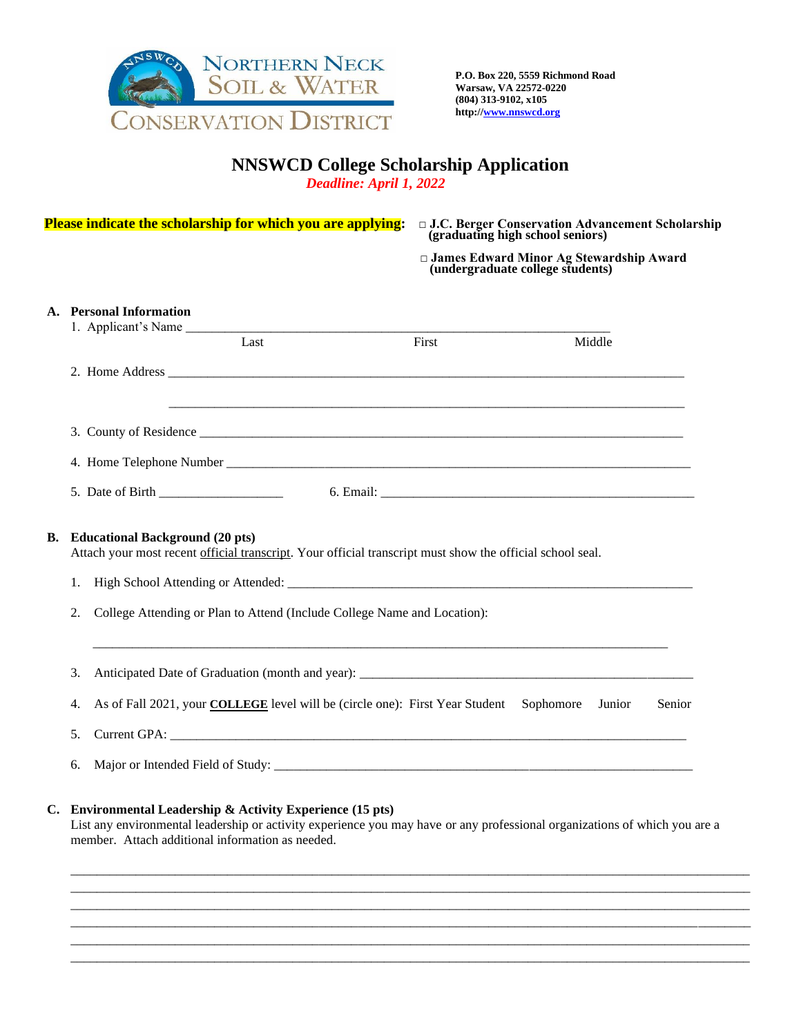**NORTHERN NECK SOIL & WATER CONSERVATION DISTRICT**

**P.O. Box 220, 5559 Richmond Road**
**Warsaw, VA 22572-0220**
**(804) 313-9102, x105**
**http://www.nnswcd.org**

# NNSWCD College Scholarship Application

*Deadline: April 1, 2022*

**Please indicate the scholarship for which you are applying:**

- □ **J.C. Berger Conservation Advancement Scholarship (graduating high school seniors)**
- □ **James Edward Minor Ag Stewardship Award (undergraduate college students)**

## A. Personal Information

1. Applicant's Name ______________________________________________
   Last First Middle
2. Home Address ______________________________________________
   ______________________________________________
3. County of Residence ______________________________________________
4. Home Telephone Number ______________________________________________
5. Date of Birth __________________ 6. Email: ______________________________________________

## B. Educational Background (20 pts)

Attach your most recent official transcript. Your official transcript must show the official school seal.

1. High School Attending or Attended: ______________________________________________
2. College Attending or Plan to Attend (Include College Name and Location):
   ______________________________________________
3. Anticipated Date of Graduation (month and year): ______________________________________________
4. As of Fall 2021, your **COLLEGE** level will be (circle one): First Year Student Sophomore Junior Senior
5. Current GPA: ______________________________________________
6. Major or Intended Field of Study: ______________________________________________

## C. Environmental Leadership & Activity Experience (15 pts)

List any environmental leadership or activity experience you may have or any professional organizations of which you are a member. Attach additional information as needed.

______________________________________________
______________________________________________
______________________________________________
______________________________________________
______________________________________________
______________________________________________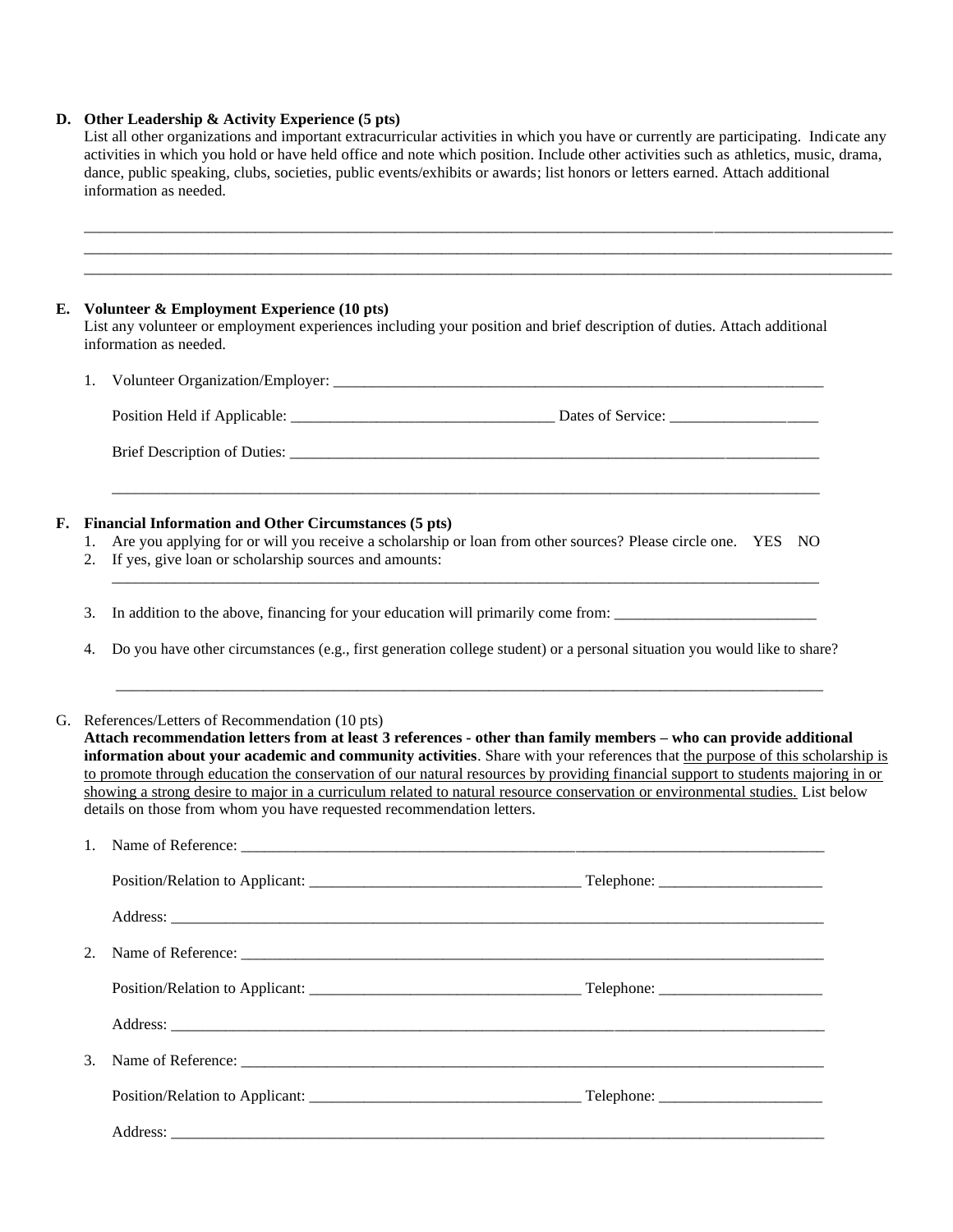**D. Other Leadership & Activity Experience (5 pts)**

List all other organizations and important extracurricular activities in which you have or currently are participating. Indicate any activities in which you hold or have held office and note which position. Include other activities such as athletics, music, drama, dance, public speaking, clubs, societies, public events/exhibits or awards; list honors or letters earned. Attach additional information as needed.

______________________________________________________________________________________________

______________________________________________________________________________________________

______________________________________________________________________________________________

**E. Volunteer & Employment Experience (10 pts)**

List any volunteer or employment experiences including your position and brief description of duties. Attach additional information as needed.

1. Volunteer Organization/Employer: ______________________________________________________________

   Position Held if Applicable: _________________________________ Dates of Service: ___________________

   Brief Description of Duties: ____________________________________________________________________

   ________________________________________________________________________________________

**F. Financial Information and Other Circumstances (5 pts)**

1. Are you applying for or will you receive a scholarship or loan from other sources? Please circle one. YES NO
2. If yes, give loan or scholarship sources and amounts:

   ________________________________________________________________________________________

3. In addition to the above, financing for your education will primarily come from: _________________________

4. Do you have other circumstances (e.g., first generation college student) or a personal situation you would like to share?

   ________________________________________________________________________________________

G. References/Letters of Recommendation (10 pts)

**Attach recommendation letters from at least 3 references - other than family members – who can provide additional information about your academic and community activities**. Share with your references that the purpose of this scholarship is to promote through education the conservation of our natural resources by providing financial support to students majoring in or showing a strong desire to major in a curriculum related to natural resource conservation or environmental studies. List below details on those from whom you have requested recommendation letters.

1. Name of Reference: ____________________________________________________________________________

   Position/Relation to Applicant: __________________________________ Telephone: ____________________

   Address: ______________________________________________________________________________________

2. Name of Reference: ____________________________________________________________________________

   Position/Relation to Applicant: __________________________________ Telephone: ____________________

   Address: ______________________________________________________________________________________

3. Name of Reference: ____________________________________________________________________________

   Position/Relation to Applicant: __________________________________ Telephone: ____________________

   Address: ______________________________________________________________________________________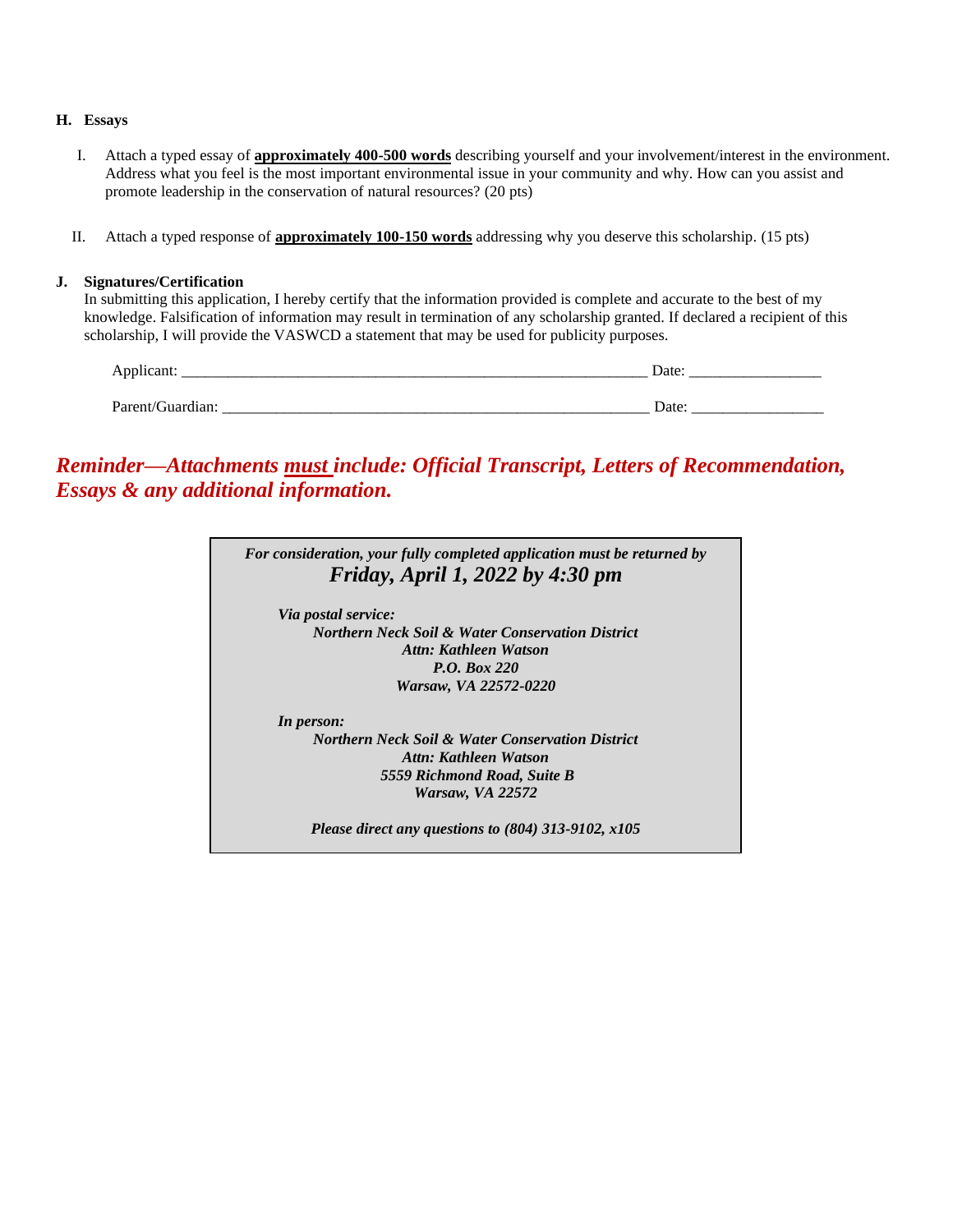## H. Essays

I. Attach a typed essay of **approximately 400-500 words** describing yourself and your involvement/interest in the environment. Address what you feel is the most important environmental issue in your community and why. How can you assist and promote leadership in the conservation of natural resources? (20 pts)

II. Attach a typed response of **approximately 100-150 words** addressing why you deserve this scholarship. (15 pts)

## J. Signatures/Certification

In submitting this application, I hereby certify that the information provided is complete and accurate to the best of my knowledge. Falsification of information may result in termination of any scholarship granted. If declared a recipient of this scholarship, I will provide the VASWCD a statement that may be used for publicity purposes.

Applicant: ____________________________________________________________ Date: _________________

Parent/Guardian: _______________________________________________________ Date: _________________

***Reminder—Attachments must include: Official Transcript, Letters of Recommendation, Essays & any additional information.***

---

***For consideration, your fully completed application must be returned by***

***Friday, April 1, 2022 by 4:30 pm***

***Via postal service:***

***Northern Neck Soil & Water Conservation District***
***Attn: Kathleen Watson***
***P.O. Box 220***
***Warsaw, VA 22572-0220***

***In person:***

***Northern Neck Soil & Water Conservation District***
***Attn: Kathleen Watson***
***5559 Richmond Road, Suite B***
***Warsaw, VA 22572***

***Please direct any questions to (804) 313-9102, x105***